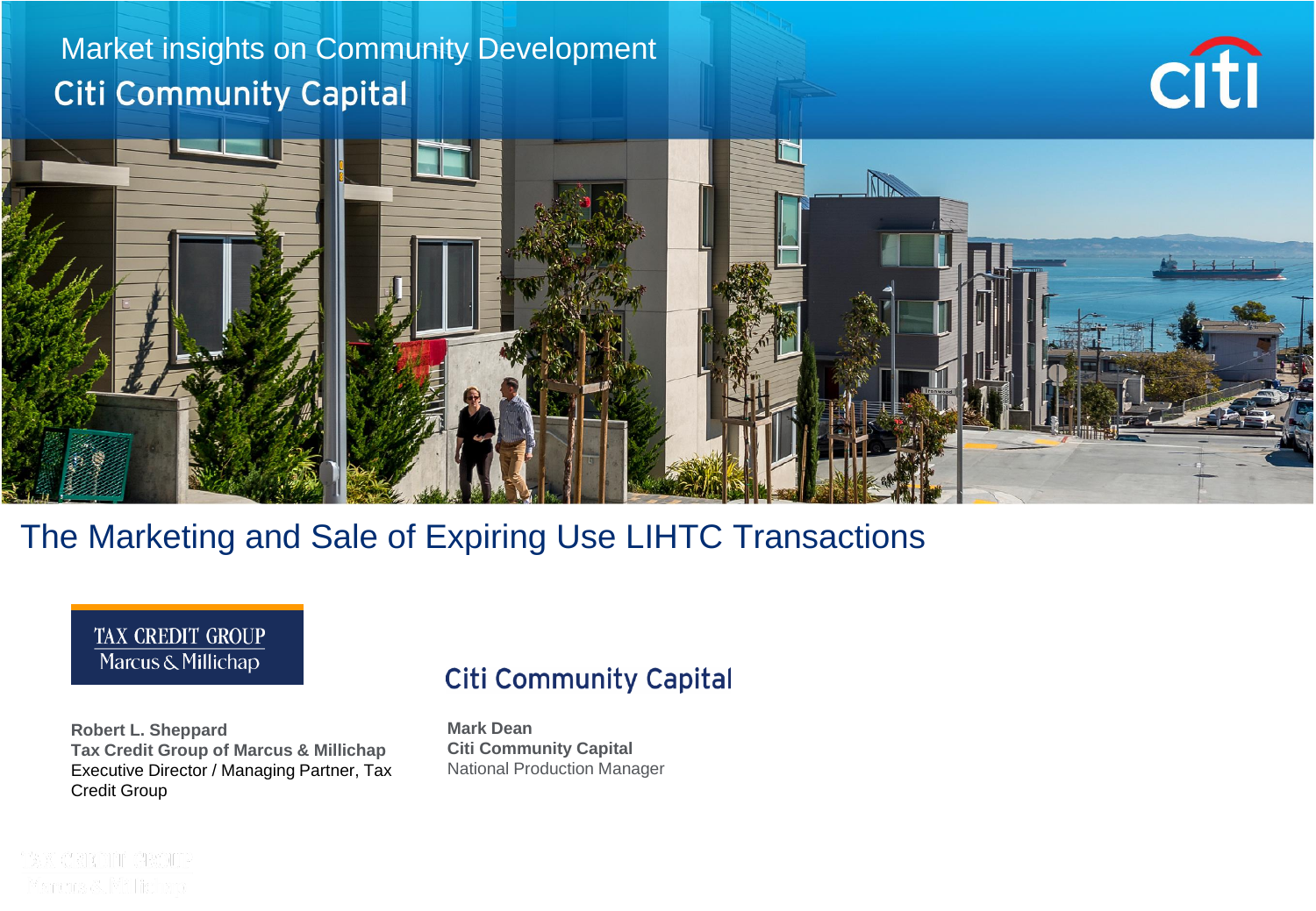Market insights on Community Development

Citi Community Capital

# The Marketing and Sale of Expiring Use LIHTC Transactions

TAX CREDIT GROUP
Marcus & Millichap

**Robert L. Sheppard**
**Tax Credit Group of Marcus & Millichap**
Executive Director / Managing Partner, Tax Credit Group

Citi Community Capital

**Mark Dean**
**Citi Community Capital**
National Production Manager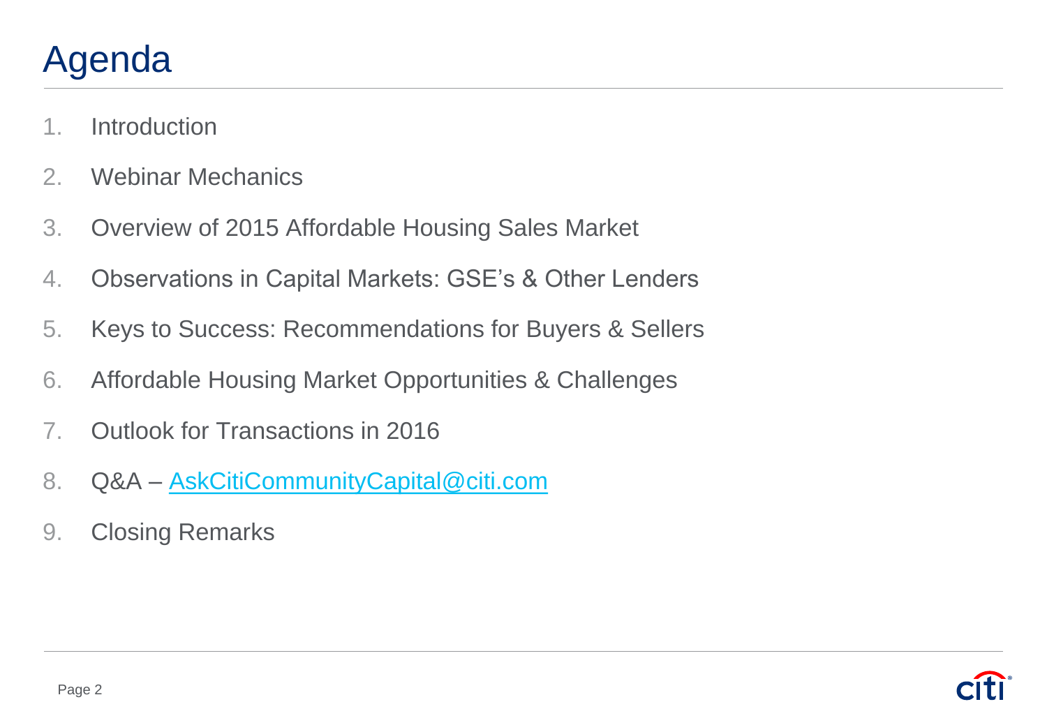# Agenda

1. Introduction
2. Webinar Mechanics
3. Overview of 2015 Affordable Housing Sales Market
4. Observations in Capital Markets: GSE's & Other Lenders
5. Keys to Success: Recommendations for Buyers & Sellers
6. Affordable Housing Market Opportunities & Challenges
7. Outlook for Transactions in 2016
8. Q&A – AskCitiCommunityCapital@citi.com
9. Closing Remarks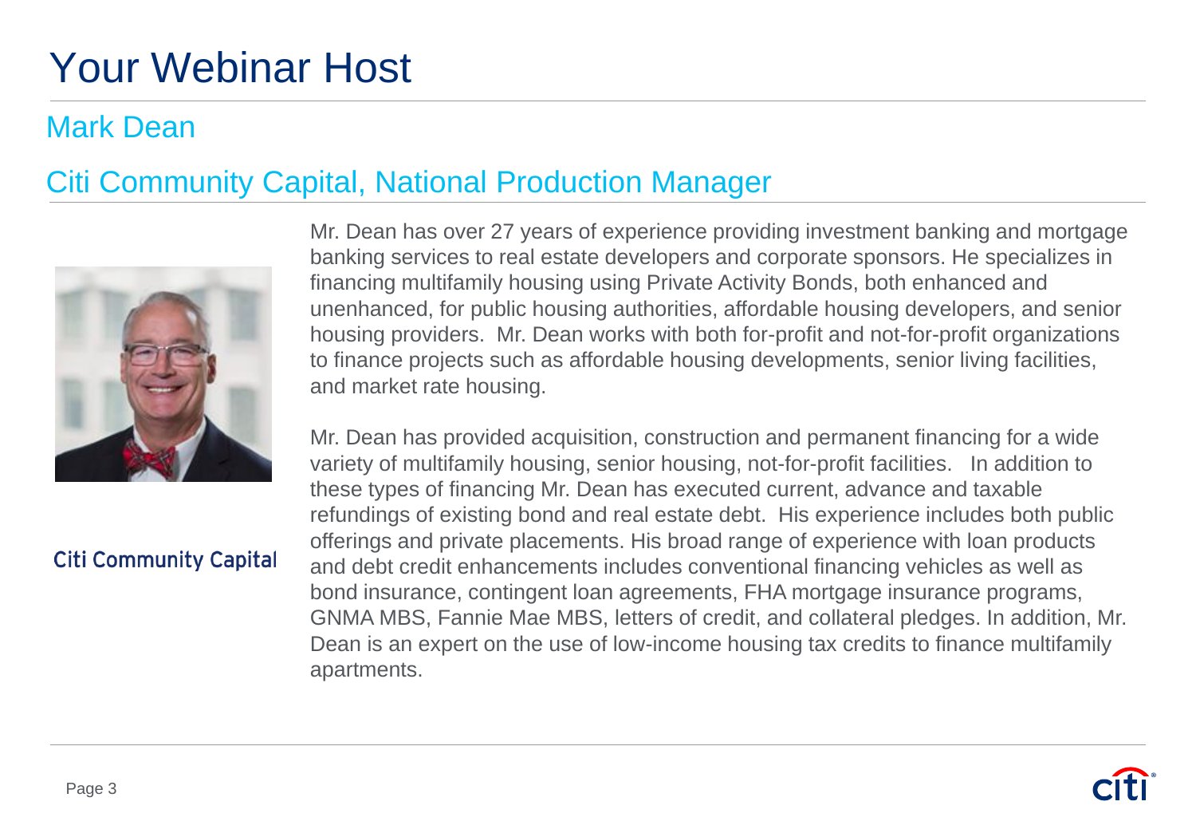# Your Webinar Host

## Mark Dean

## Citi Community Capital, National Production Manager

Citi Community Capital

Mr. Dean has over 27 years of experience providing investment banking and mortgage banking services to real estate developers and corporate sponsors. He specializes in financing multifamily housing using Private Activity Bonds, both enhanced and unenhanced, for public housing authorities, affordable housing developers, and senior housing providers. Mr. Dean works with both for-profit and not-for-profit organizations to finance projects such as affordable housing developments, senior living facilities, and market rate housing.

Mr. Dean has provided acquisition, construction and permanent financing for a wide variety of multifamily housing, senior housing, not-for-profit facilities. In addition to these types of financing Mr. Dean has executed current, advance and taxable refundings of existing bond and real estate debt. His experience includes both public offerings and private placements. His broad range of experience with loan products and debt credit enhancements includes conventional financing vehicles as well as bond insurance, contingent loan agreements, FHA mortgage insurance programs, GNMA MBS, Fannie Mae MBS, letters of credit, and collateral pledges. In addition, Mr. Dean is an expert on the use of low-income housing tax credits to finance multifamily apartments.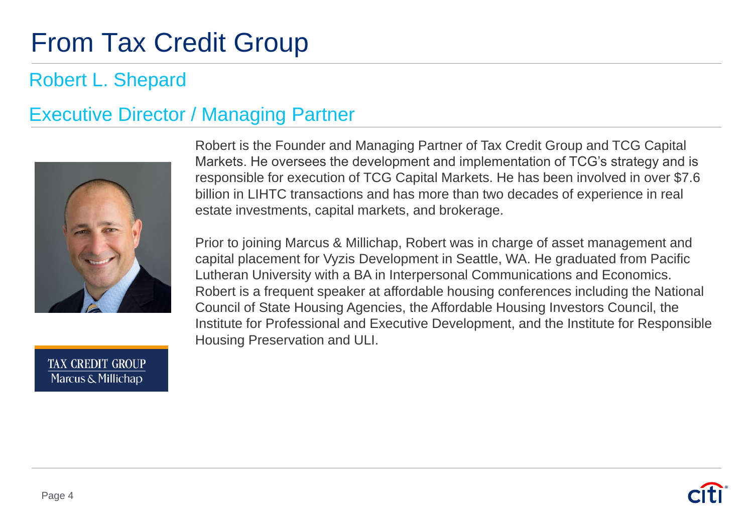# From Tax Credit Group

## Robert L. Shepard

## Executive Director / Managing Partner

Robert is the Founder and Managing Partner of Tax Credit Group and TCG Capital Markets. He oversees the development and implementation of TCG's strategy and is responsible for execution of TCG Capital Markets. He has been involved in over $7.6 billion in LIHTC transactions and has more than two decades of experience in real estate investments, capital markets, and brokerage.

Prior to joining Marcus & Millichap, Robert was in charge of asset management and capital placement for Vyzis Development in Seattle, WA. He graduated from Pacific Lutheran University with a BA in Interpersonal Communications and Economics. Robert is a frequent speaker at affordable housing conferences including the National Council of State Housing Agencies, the Affordable Housing Investors Council, the Institute for Professional and Executive Development, and the Institute for Responsible Housing Preservation and ULI.

TAX CREDIT GROUP
Marcus & Millichap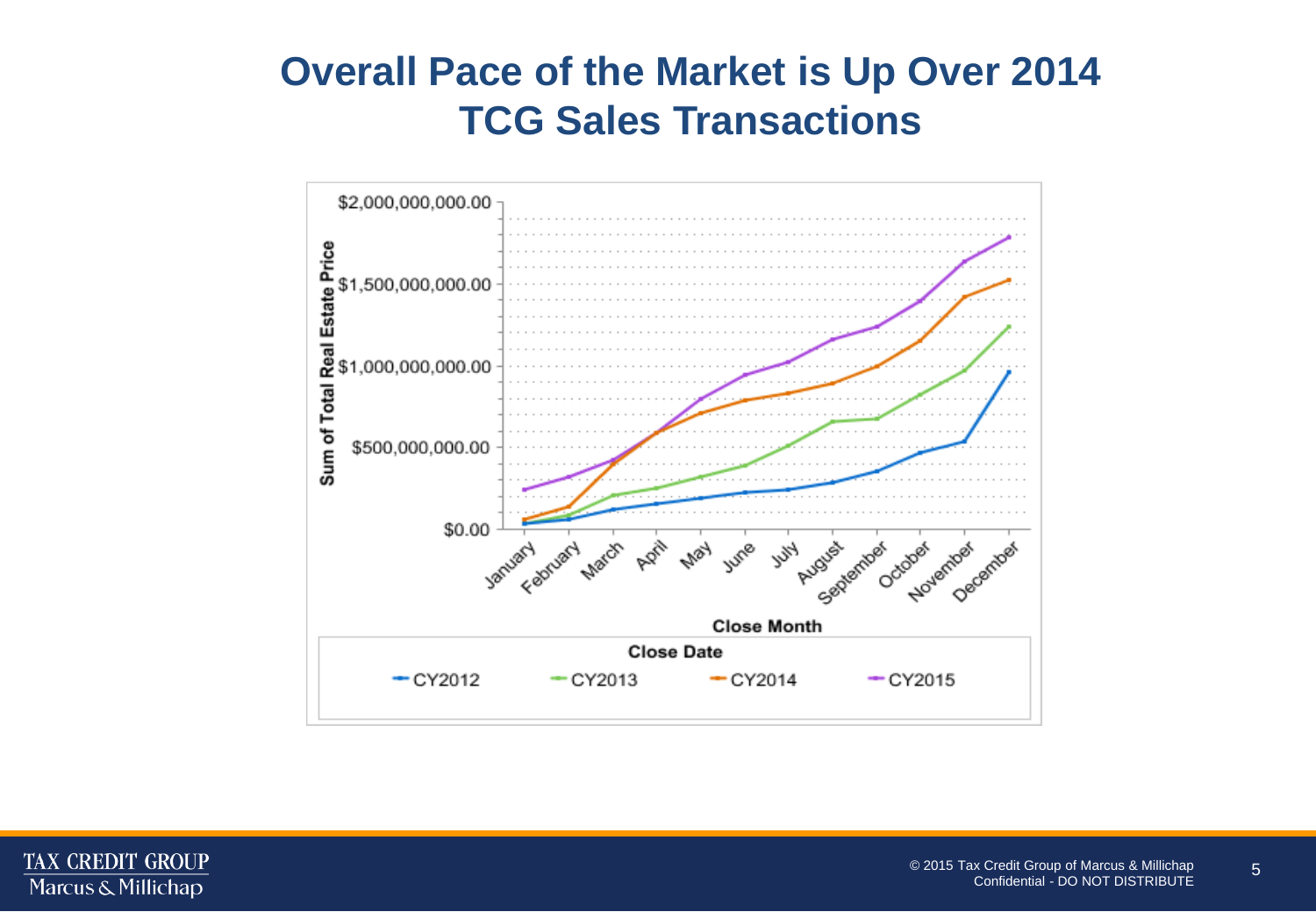# Overall Pace of the Market is Up Over 2014
# TCG Sales Transactions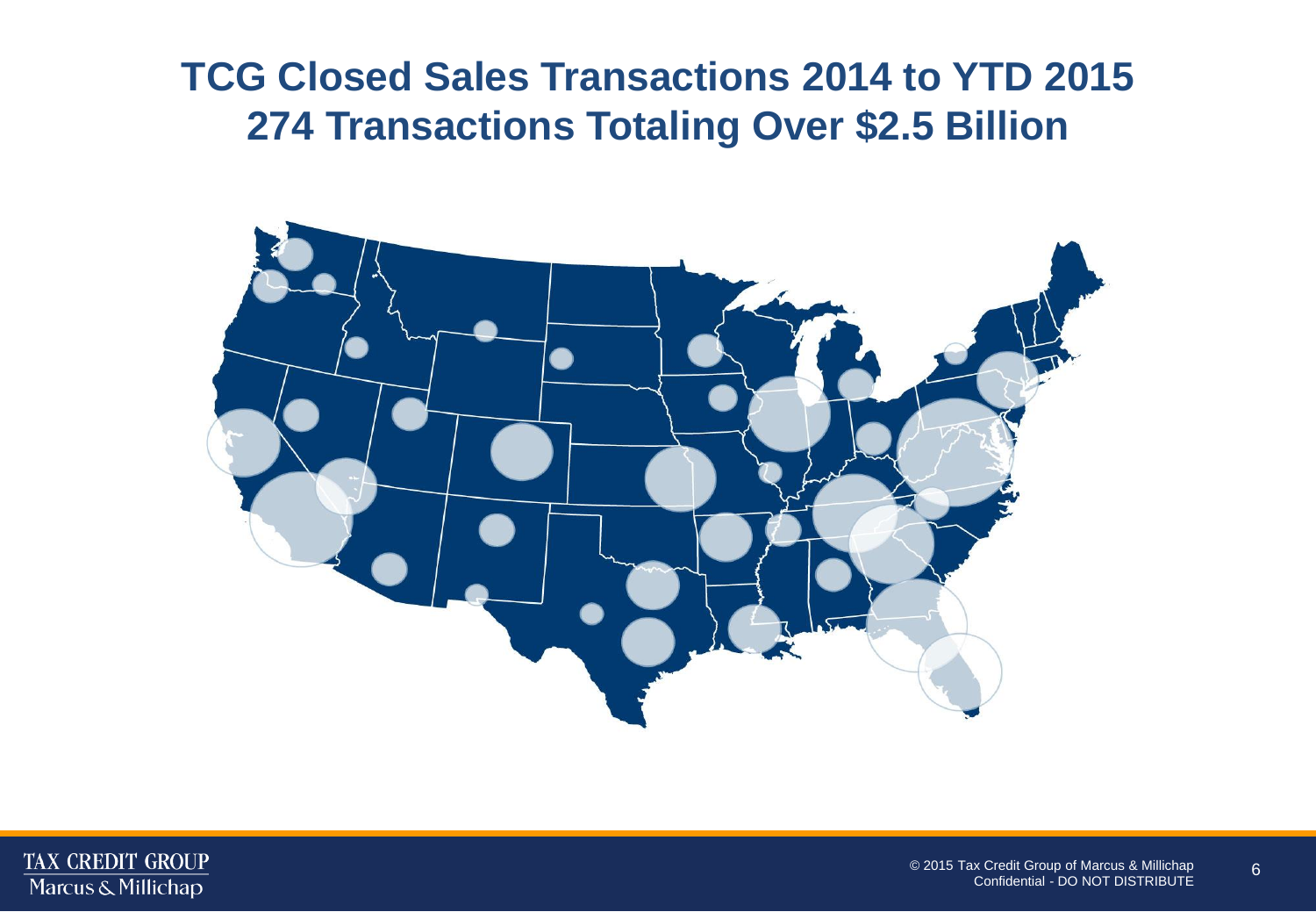# TCG Closed Sales Transactions 2014 to YTD 2015
# 274 Transactions Totaling Over $2.5 Billion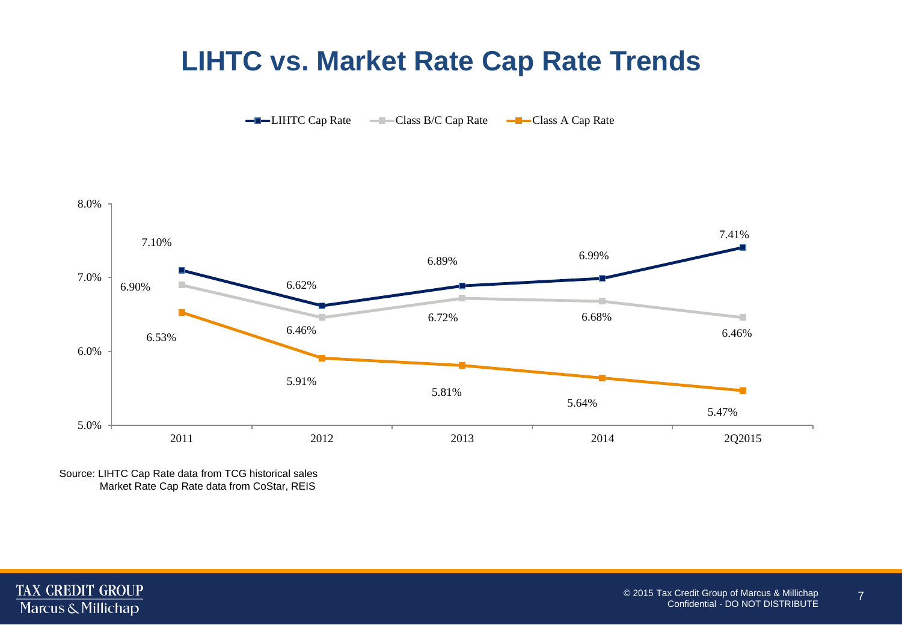# LIHTC vs. Market Rate Cap Rate Trends

| | 2011 | 2012 | 2013 | 2014 | 2Q2015 |
|---|---|---|---|---|---|
| LIHTC Cap Rate | 7.10% | 6.62% | 6.89% | 6.99% | 7.41% |
| Class B/C Cap Rate | 6.90% | 6.46% | 6.72% | 6.68% | 6.46% |
| Class A Cap Rate | 6.53% | 5.91% | 5.81% | 5.64% | 5.47% |

Source: LIHTC Cap Rate data from TCG historical sales
Market Rate Cap Rate data from CoStar, REIS

© 2015 Tax Credit Group of Marcus & Millichap
Confidential - DO NOT DISTRIBUTE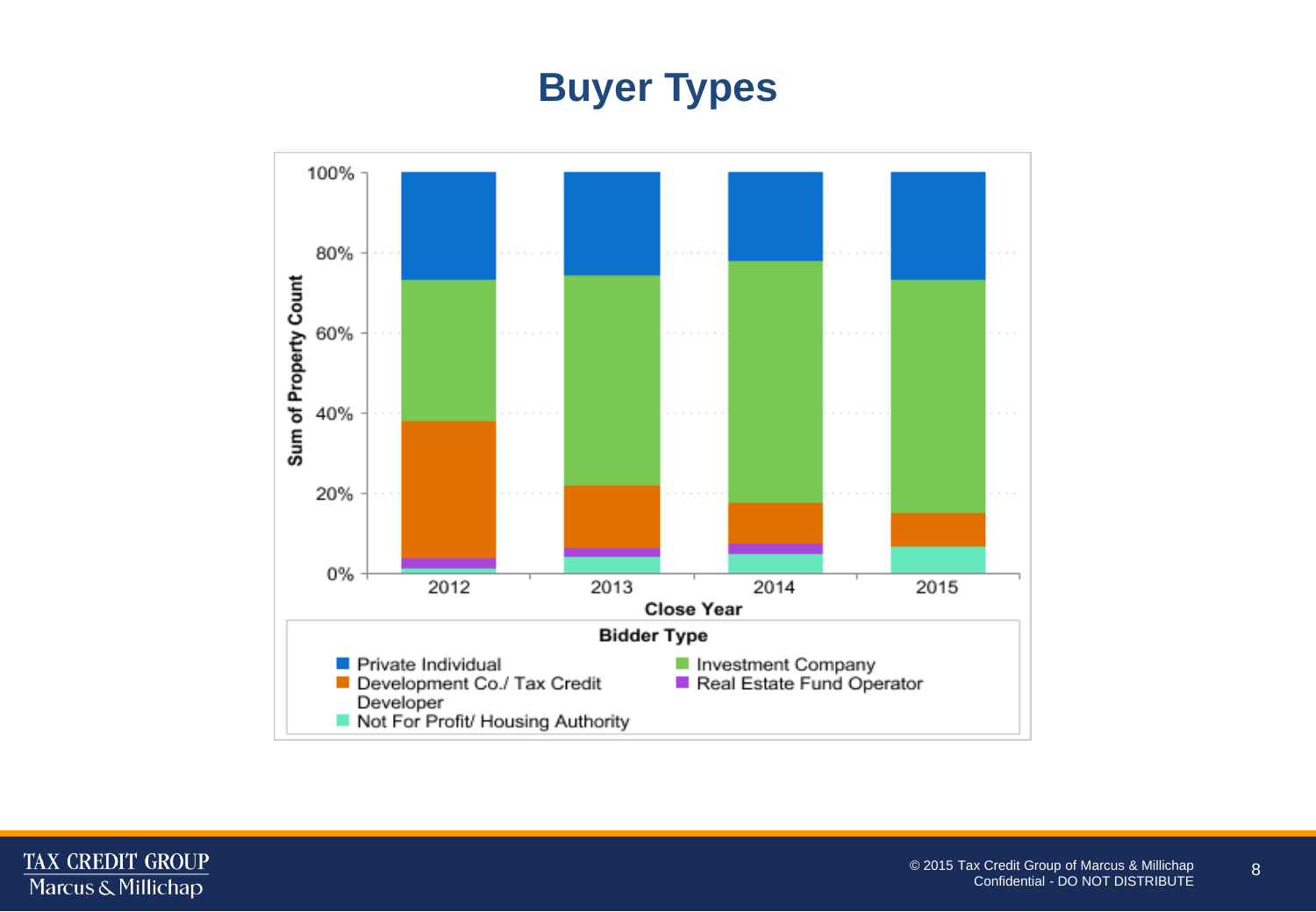# Buyer Types

Sum of Property Count

100%
80%
60%
40%
20%
0%

2012 2013 2014 2015

Close Year

**Bidder Type**

- Private Individual
- Development Co./ Tax Credit Developer
- Not For Profit/ Housing Authority
- Investment Company
- Real Estate Fund Operator

© 2015 Tax Credit Group of Marcus & Millichap
Confidential - DO NOT DISTRIBUTE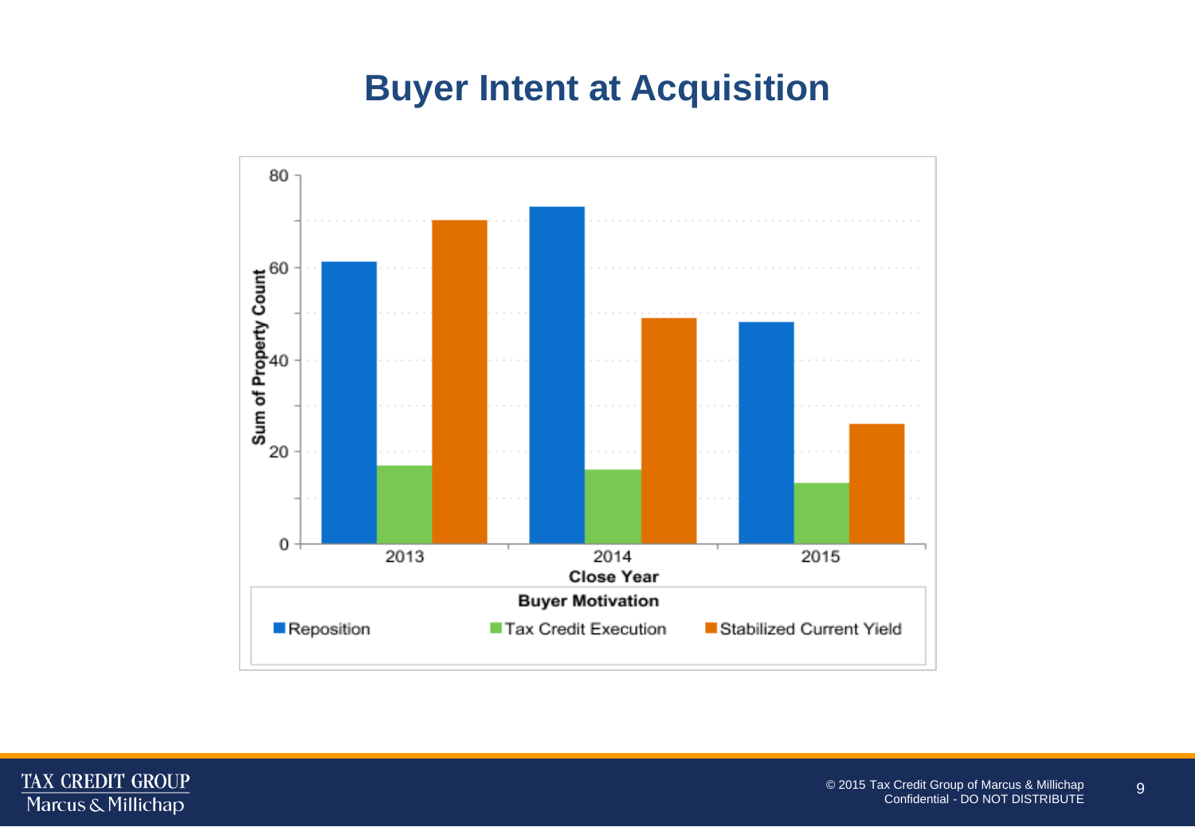# Buyer Intent at Acquisition

Sum of Property Count

80
60
40
20
0

2013 2014 2015

Close Year

**Buyer Motivation**

- Reposition
- Tax Credit Execution
- Stabilized Current Yield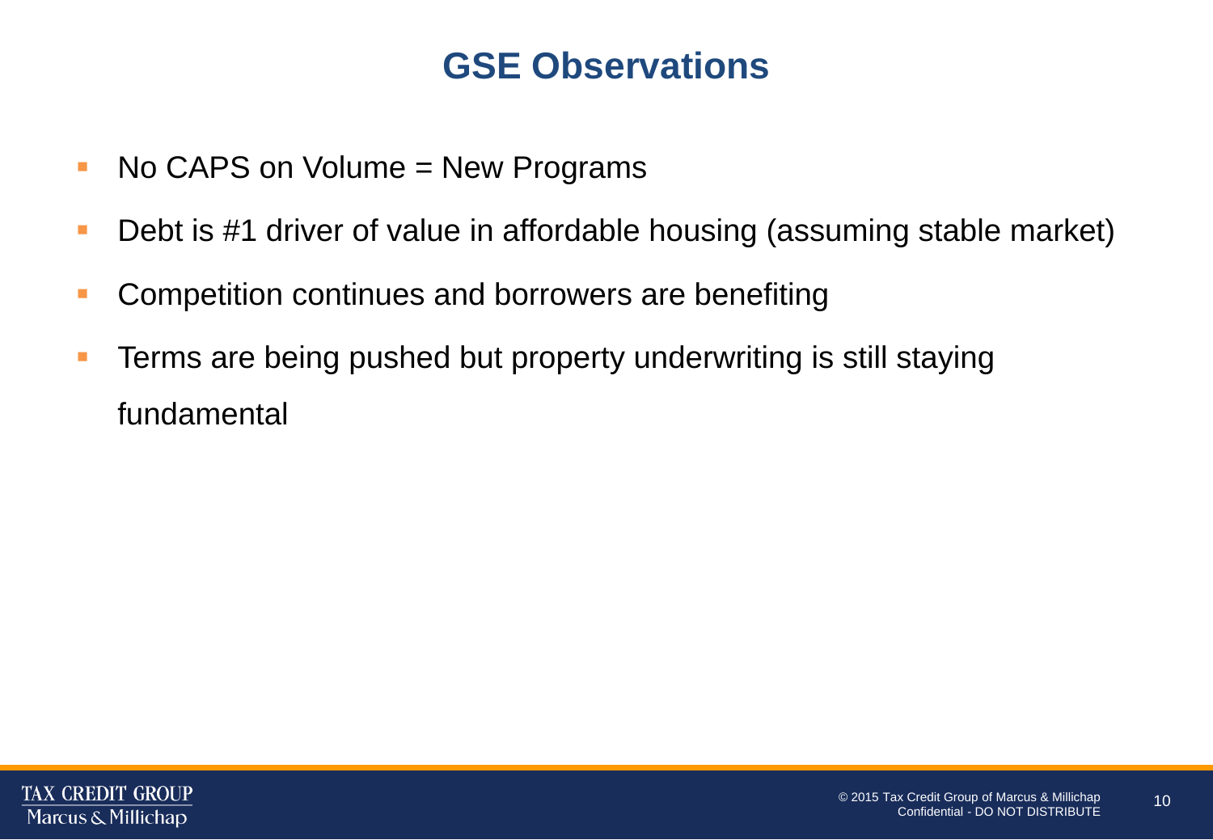# GSE Observations

- No CAPS on Volume = New Programs
- Debt is #1 driver of value in affordable housing (assuming stable market)
- Competition continues and borrowers are benefiting
- Terms are being pushed but property underwriting is still staying fundamental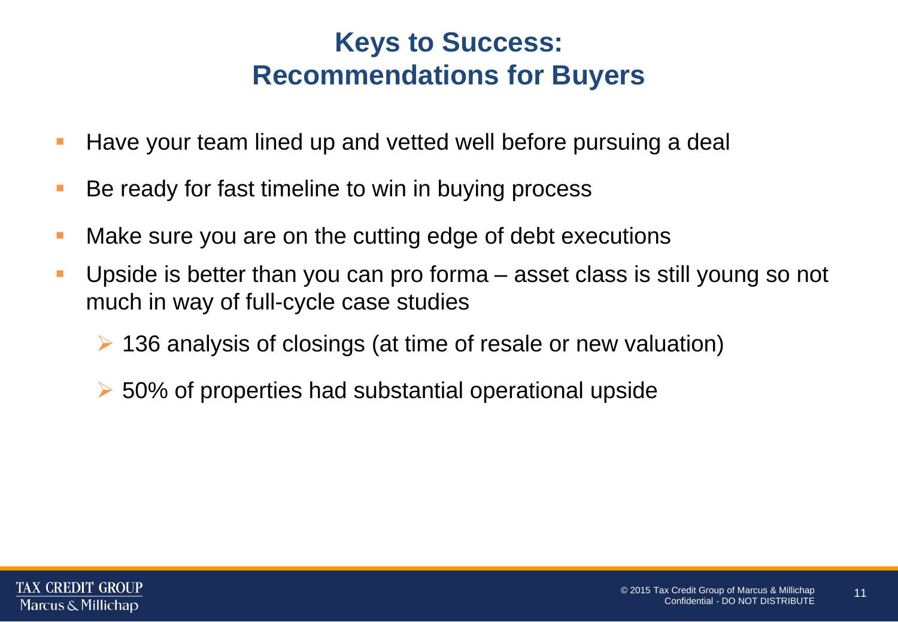# Keys to Success: Recommendations for Buyers

- Have your team lined up and vetted well before pursuing a deal
- Be ready for fast timeline to win in buying process
- Make sure you are on the cutting edge of debt executions
- Upside is better than you can pro forma – asset class is still young so not much in way of full-cycle case studies
  - 136 analysis of closings (at time of resale or new valuation)
  - 50% of properties had substantial operational upside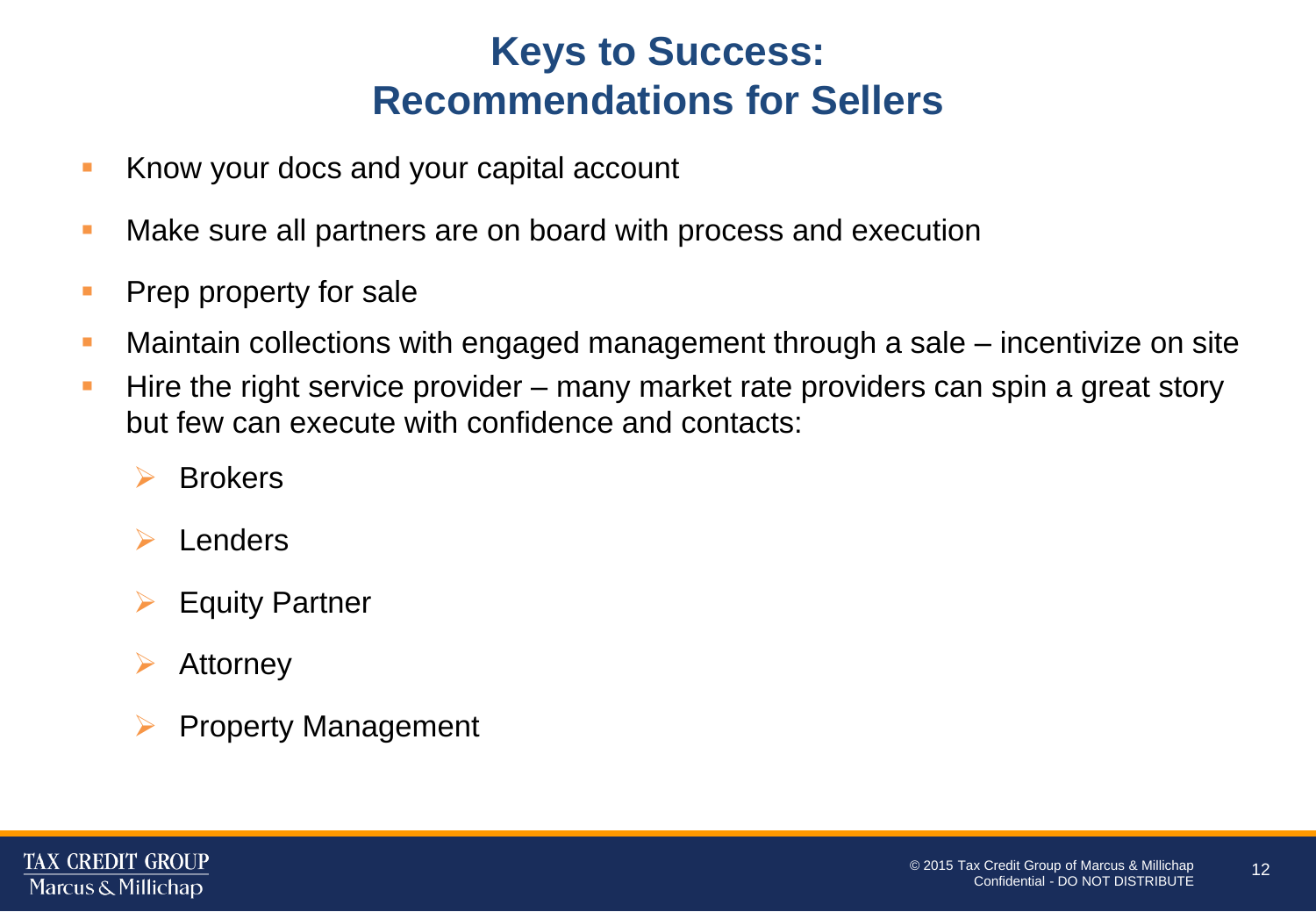# Keys to Success: Recommendations for Sellers

- Know your docs and your capital account
- Make sure all partners are on board with process and execution
- Prep property for sale
- Maintain collections with engaged management through a sale – incentivize on site
- Hire the right service provider – many market rate providers can spin a great story but few can execute with confidence and contacts:
  - Brokers
  - Lenders
  - Equity Partner
  - Attorney
  - Property Management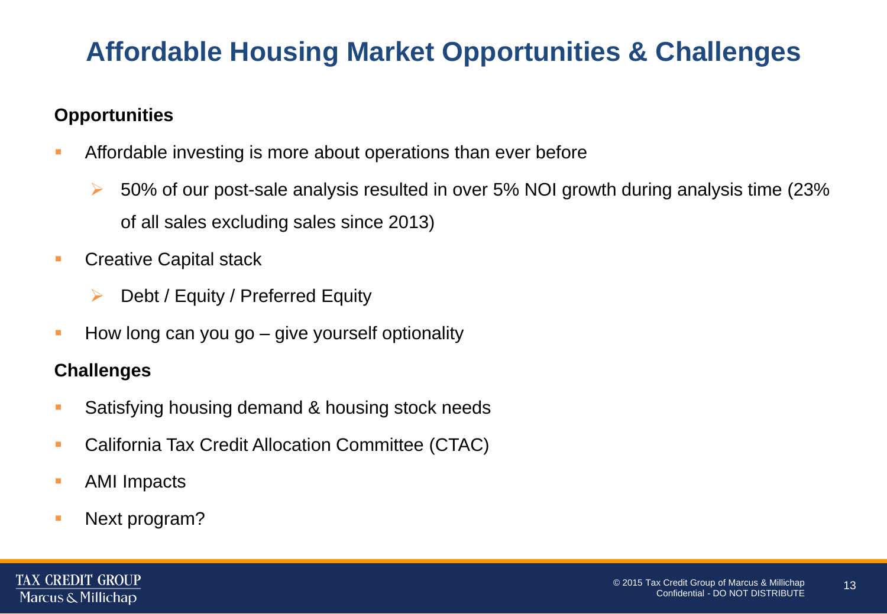# Affordable Housing Market Opportunities & Challenges

**Opportunities**

- Affordable investing is more about operations than ever before
  - 50% of our post-sale analysis resulted in over 5% NOI growth during analysis time (23% of all sales excluding sales since 2013)
- Creative Capital stack
  - Debt / Equity / Preferred Equity
- How long can you go – give yourself optionality

**Challenges**

- Satisfying housing demand & housing stock needs
- California Tax Credit Allocation Committee (CTAC)
- AMI Impacts
- Next program?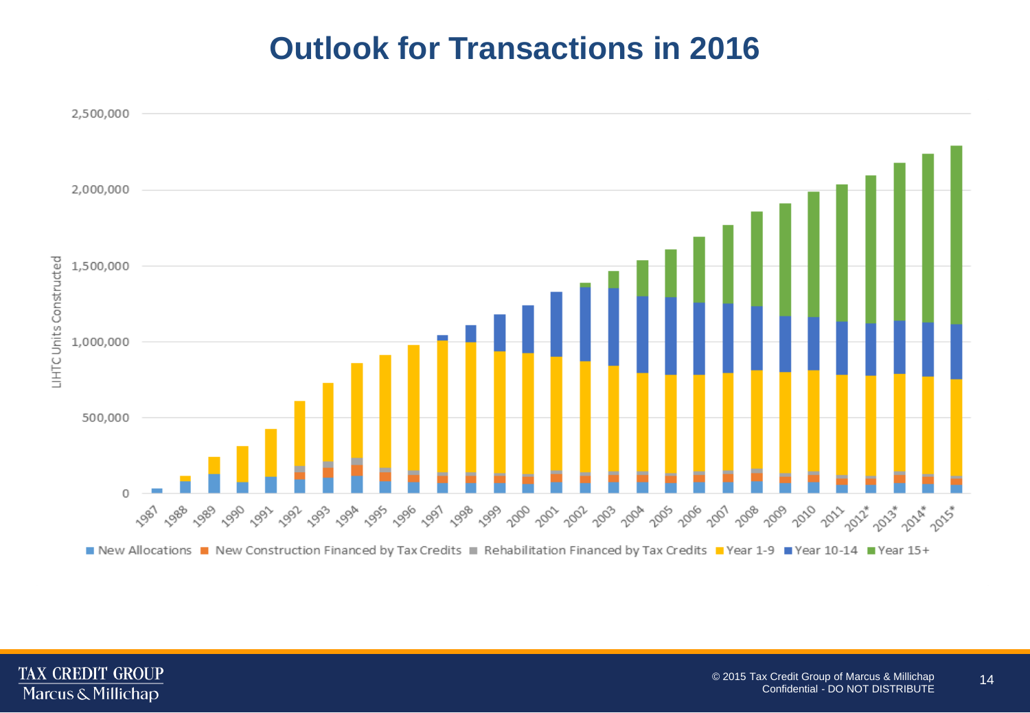# Outlook for Transactions in 2016

LIHTC Units Constructed

2,500,000
2,000,000
1,500,000
1,000,000
500,000
0

1987 1988 1989 1990 1991 1992 1993 1994 1995 1996 1997 1998 1999 2000 2001 2002 2003 2004 2005 2006 2007 2008 2009 2010 2011 2012* 2013* 2014* 2015*

New Allocations | New Construction Financed by Tax Credits | Rehabilitation Financed by Tax Credits | Year 1-9 | Year 10-14 | Year 15+

TAX CREDIT GROUP
Marcus & Millichap

© 2015 Tax Credit Group of Marcus & Millichap
Confidential - DO NOT DISTRIBUTE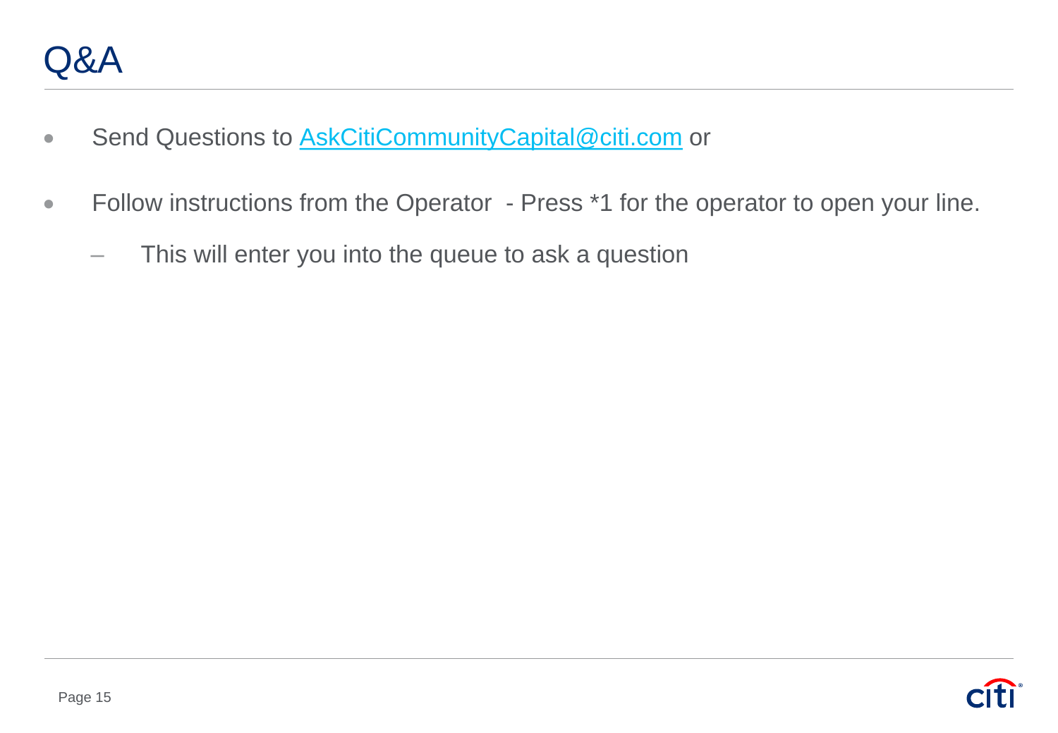# Q&A

- Send Questions to AskCitiCommunityCapital@citi.com or
- Follow instructions from the Operator - Press *1 for the operator to open your line.
  - This will enter you into the queue to ask a question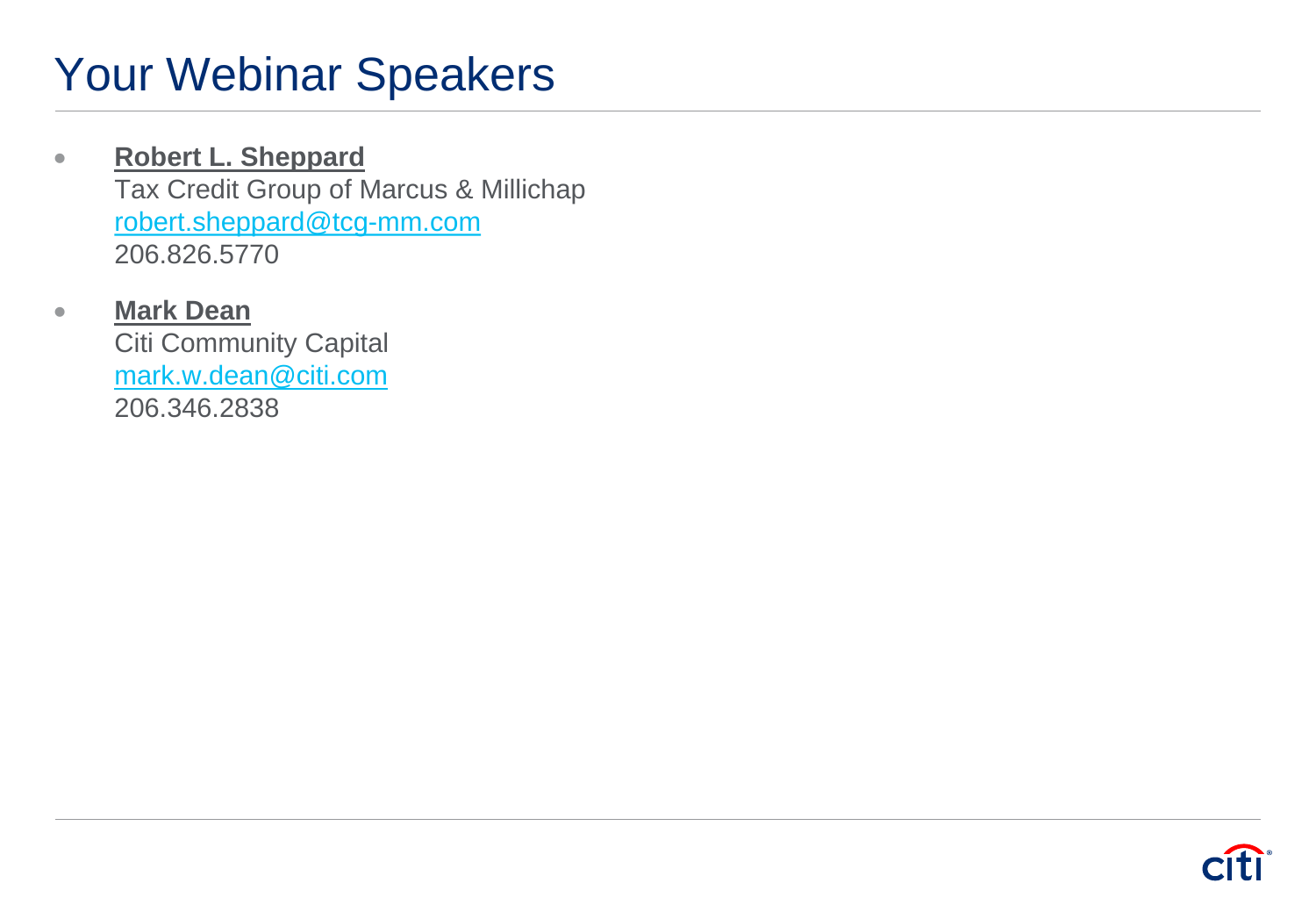# Your Webinar Speakers

- **Robert L. Sheppard**
  Tax Credit Group of Marcus & Millichap
  robert.sheppard@tcg-mm.com
  206.826.5770

- **Mark Dean**
  Citi Community Capital
  mark.w.dean@citi.com
  206.346.2838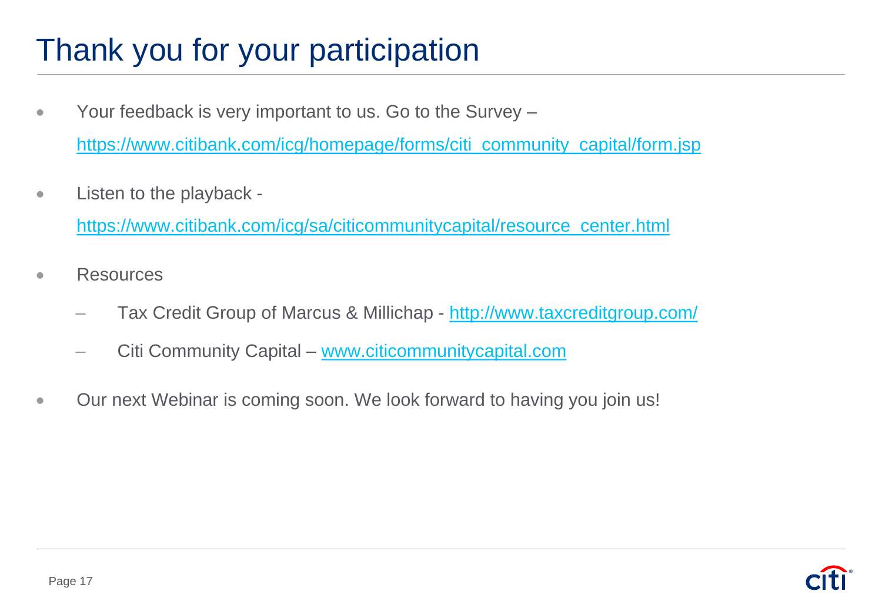# Thank you for your participation

- Your feedback is very important to us. Go to the Survey – https://www.citibank.com/icg/homepage/forms/citi_community_capital/form.jsp
- Listen to the playback - https://www.citibank.com/icg/sa/citicommunitycapital/resource_center.html
- Resources
  - Tax Credit Group of Marcus & Millichap - http://www.taxcreditgroup.com/
  - Citi Community Capital – www.citicommunitycapital.com
- Our next Webinar is coming soon. We look forward to having you join us!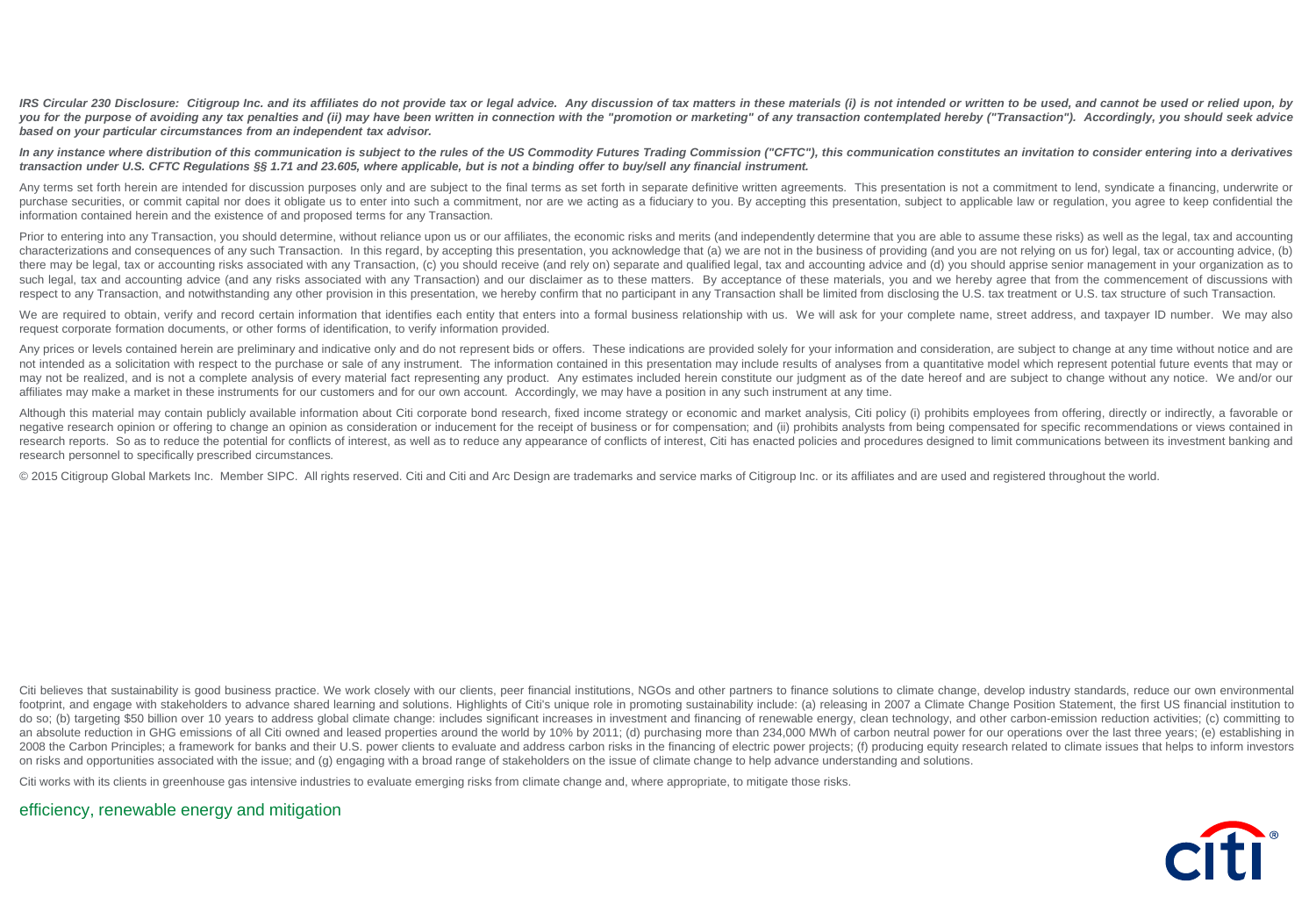***IRS Circular 230 Disclosure: Citigroup Inc. and its affiliates do not provide tax or legal advice. Any discussion of tax matters in these materials (i) is not intended or written to be used, and cannot be used or relied upon, by you for the purpose of avoiding any tax penalties and (ii) may have been written in connection with the "promotion or marketing" of any transaction contemplated hereby ("Transaction"). Accordingly, you should seek advice based on your particular circumstances from an independent tax advisor.***

***In any instance where distribution of this communication is subject to the rules of the US Commodity Futures Trading Commission ("CFTC"), this communication constitutes an invitation to consider entering into a derivatives transaction under U.S. CFTC Regulations §§ 1.71 and 23.605, where applicable, but is not a binding offer to buy/sell any financial instrument.***

Any terms set forth herein are intended for discussion purposes only and are subject to the final terms as set forth in separate definitive written agreements. This presentation is not a commitment to lend, syndicate a financing, underwrite or purchase securities, or commit capital nor does it obligate us to enter into such a commitment, nor are we acting as a fiduciary to you. By accepting this presentation, subject to applicable law or regulation, you agree to keep confidential the information contained herein and the existence of and proposed terms for any Transaction.

Prior to entering into any Transaction, you should determine, without reliance upon us or our affiliates, the economic risks and merits (and independently determine that you are able to assume these risks) as well as the legal, tax and accounting characterizations and consequences of any such Transaction. In this regard, by accepting this presentation, you acknowledge that (a) we are not in the business of providing (and you are not relying on us for) legal, tax or accounting advice, (b) there may be legal, tax or accounting risks associated with any Transaction, (c) you should receive (and rely on) separate and qualified legal, tax and accounting advice and (d) you should apprise senior management in your organization as to such legal, tax and accounting advice (and any risks associated with any Transaction) and our disclaimer as to these matters. By acceptance of these materials, you and we hereby agree that from the commencement of discussions with respect to any Transaction, and notwithstanding any other provision in this presentation, we hereby confirm that no participant in any Transaction shall be limited from disclosing the U.S. tax treatment or U.S. tax structure of such Transaction.

We are required to obtain, verify and record certain information that identifies each entity that enters into a formal business relationship with us. We will ask for your complete name, street address, and taxpayer ID number. We may also request corporate formation documents, or other forms of identification, to verify information provided.

Any prices or levels contained herein are preliminary and indicative only and do not represent bids or offers. These indications are provided solely for your information and consideration, are subject to change at any time without notice and are not intended as a solicitation with respect to the purchase or sale of any instrument. The information contained in this presentation may include results of analyses from a quantitative model which represent potential future events that may or may not be realized, and is not a complete analysis of every material fact representing any product. Any estimates included herein constitute our judgment as of the date hereof and are subject to change without any notice. We and/or our affiliates may make a market in these instruments for our customers and for our own account. Accordingly, we may have a position in any such instrument at any time.

Although this material may contain publicly available information about Citi corporate bond research, fixed income strategy or economic and market analysis, Citi policy (i) prohibits employees from offering, directly or indirectly, a favorable or negative research opinion or offering to change an opinion as consideration or inducement for the receipt of business or for compensation; and (ii) prohibits analysts from being compensated for specific recommendations or views contained in research reports. So as to reduce the potential for conflicts of interest, as well as to reduce any appearance of conflicts of interest, Citi has enacted policies and procedures designed to limit communications between its investment banking and research personnel to specifically prescribed circumstances.

© 2015 Citigroup Global Markets Inc. Member SIPC. All rights reserved. Citi and Citi and Arc Design are trademarks and service marks of Citigroup Inc. or its affiliates and are used and registered throughout the world.

Citi believes that sustainability is good business practice. We work closely with our clients, peer financial institutions, NGOs and other partners to finance solutions to climate change, develop industry standards, reduce our own environmental footprint, and engage with stakeholders to advance shared learning and solutions. Highlights of Citi's unique role in promoting sustainability include: (a) releasing in 2007 a Climate Change Position Statement, the first US financial institution to do so; (b) targeting $50 billion over 10 years to address global climate change: includes significant increases in investment and financing of renewable energy, clean technology, and other carbon-emission reduction activities; (c) committing to an absolute reduction in GHG emissions of all Citi owned and leased properties around the world by 10% by 2011; (d) purchasing more than 234,000 MWh of carbon neutral power for our operations over the last three years; (e) establishing in 2008 the Carbon Principles; a framework for banks and their U.S. power clients to evaluate and address carbon risks in the financing of electric power projects; (f) producing equity research related to climate issues that helps to inform investors on risks and opportunities associated with the issue; and (g) engaging with a broad range of stakeholders on the issue of climate change to help advance understanding and solutions.

Citi works with its clients in greenhouse gas intensive industries to evaluate emerging risks from climate change and, where appropriate, to mitigate those risks.

efficiency, renewable energy and mitigation

citi®